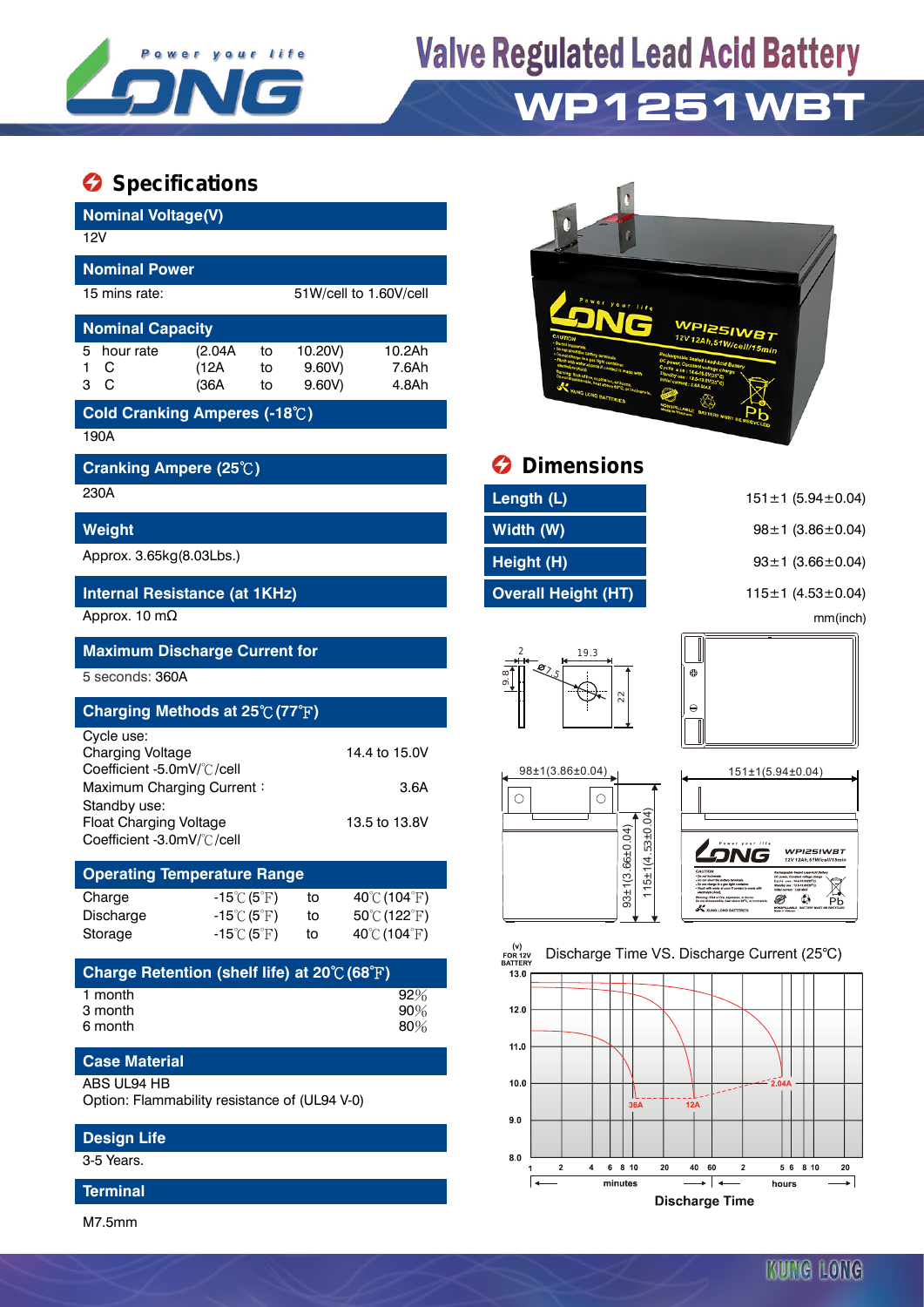# Valve Regulated Lead Acid Battery

# WP1251WBT

## Specifications

**Nominal Voltage(V)**

12V

**Nominal Power**

15 mins rate: 51W/cell to 1.60V/cell

**Nominal Capacity**

| | | | | |
|---|---|---|---|---|
| 5 hour rate | (2.04A | to | 10.20V) | 10.2Ah |
| 1 C | (12A | to | 9.60V) | 7.6Ah |
| 3 C | (36A | to | 9.60V) | 4.8Ah |

**Cold Cranking Amperes (-18℃)**

190A

**Cranking Ampere (25℃)**

230A

**Weight**

Approx. 3.65kg(8.03Lbs.)

**Internal Resistance (at 1KHz)**

Approx. 10 mΩ

**Maximum Discharge Current for**

5 seconds: 360A

**Charging Methods at 25℃(77℉)**

Cycle use:
Charging Voltage 14.4 to 15.0V
Coefficient -5.0mV/℃/cell
Maximum Charging Current : 3.6A
Standby use:
Float Charging Voltage 13.5 to 13.8V
Coefficient -3.0mV/℃/cell

**Operating Temperature Range**

| | | | |
|---|---|---|---|
| Charge | -15℃(5℉) | to | 40℃(104℉) |
| Discharge | -15℃(5℉) | to | 50℃(122℉) |
| Storage | -15℃(5℉) | to | 40℃(104℉) |

**Charge Retention (shelf life) at 20℃(68℉)**

| | |
|---|---|
| 1 month | 92% |
| 3 month | 90% |
| 6 month | 80% |

**Case Material**

ABS UL94 HB
Option: Flammability resistance of (UL94 V-0)

**Design Life**

3-5 Years.

**Terminal**

M7.5mm

## Dimensions

| | |
|---|---|
| Length (L) | 151±1 (5.94±0.04) |
| Width (W) | 98±1 (3.86±0.04) |
| Height (H) | 93±1 (3.66±0.04) |
| Overall Height (HT) | 115±1 (4.53±0.04) |

mm(inch)

Discharge Time VS. Discharge Current (25°C)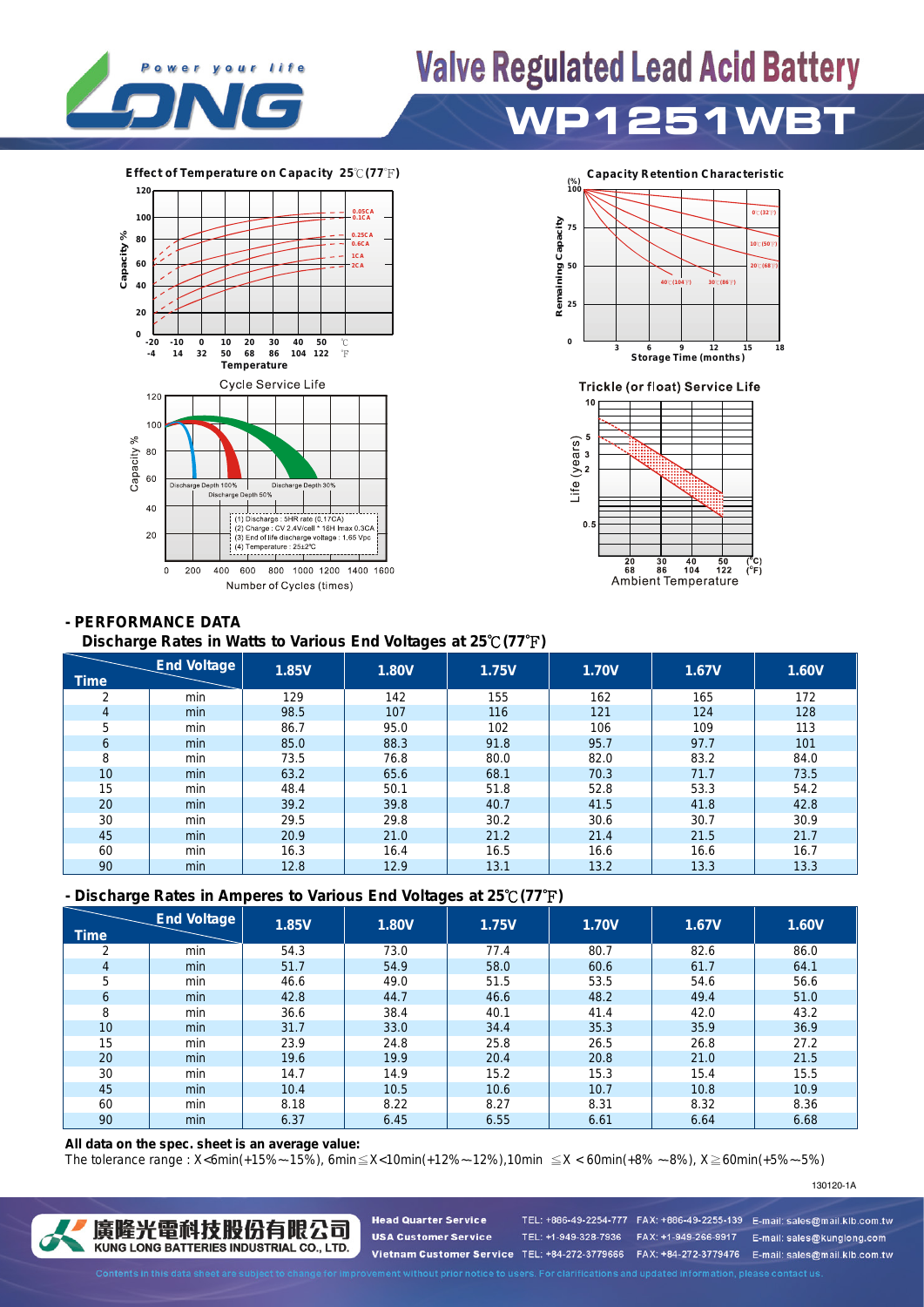# Valve Regulated Lead Acid Battery

## WP1251WBT

Power your life

LONG

**Effect of Temperature on Capacity 25℃(77℉)**

Capacity %

120
100
80
60
40
20
0

0.05CA
0.1CA
0.25CA
0.6CA
1CA
2CA

-20 -10 0 10 20 30 40 50 ℃
-4 14 32 50 68 86 104 122 ℉

Temperature

**Capacity Retention Characteristic**

(%)
100
75
50
25
0

Remaining Capacity

0℃(32℉)
10℃(50℉)
20℃(68℉)
40℃(104℉)
30℃(86℉)

3 6 9 12 15 18

Storage Time (months)

**Cycle Service Life**

Capacity %

120
100
80
60
40
20

Discharge Depth 100%
Discharge Depth 50%
Discharge Depth 30%

(1) Discharge : 5HR rate (0.17CA)
(2) Charge : CV 2.4V/cell * 16H Imax 0.3CA
(3) End of life discharge voltage : 1.65 Vpc
(4) Temperature : 25±2℃

0 200 400 600 800 1000 1200 1400 1600

Number of Cycles (times)

**Trickle (or float) Service Life**

Life (years)

10
5
3
2
0.5

20 30 40 50 (°C)
68 86 104 122 (°F)

Ambient Temperature

## - PERFORMANCE DATA

**Discharge Rates in Watts to Various End Voltages at 25℃(77℉)**

| Time | End Voltage | 1.85V | 1.80V | 1.75V | 1.70V | 1.67V | 1.60V |
|---|---|---|---|---|---|---|---|
| 2 | min | 129 | 142 | 155 | 162 | 165 | 172 |
| 4 | min | 98.5 | 107 | 116 | 121 | 124 | 128 |
| 5 | min | 86.7 | 95.0 | 102 | 106 | 109 | 113 |
| 6 | min | 85.0 | 88.3 | 91.8 | 95.7 | 97.7 | 101 |
| 8 | min | 73.5 | 76.8 | 80.0 | 82.0 | 83.2 | 84.0 |
| 10 | min | 63.2 | 65.6 | 68.1 | 70.3 | 71.7 | 73.5 |
| 15 | min | 48.4 | 50.1 | 51.8 | 52.8 | 53.3 | 54.2 |
| 20 | min | 39.2 | 39.8 | 40.7 | 41.5 | 41.8 | 42.8 |
| 30 | min | 29.5 | 29.8 | 30.2 | 30.6 | 30.7 | 30.9 |
| 45 | min | 20.9 | 21.0 | 21.2 | 21.4 | 21.5 | 21.7 |
| 60 | min | 16.3 | 16.4 | 16.5 | 16.6 | 16.6 | 16.7 |
| 90 | min | 12.8 | 12.9 | 13.1 | 13.2 | 13.3 | 13.3 |

**- Discharge Rates in Amperes to Various End Voltages at 25℃(77℉)**

| Time | End Voltage | 1.85V | 1.80V | 1.75V | 1.70V | 1.67V | 1.60V |
|---|---|---|---|---|---|---|---|
| 2 | min | 54.3 | 73.0 | 77.4 | 80.7 | 82.6 | 86.0 |
| 4 | min | 51.7 | 54.9 | 58.0 | 60.6 | 61.7 | 64.1 |
| 5 | min | 46.6 | 49.0 | 51.5 | 53.5 | 54.6 | 56.6 |
| 6 | min | 42.8 | 44.7 | 46.6 | 48.2 | 49.4 | 51.0 |
| 8 | min | 36.6 | 38.4 | 40.1 | 41.4 | 42.0 | 43.2 |
| 10 | min | 31.7 | 33.0 | 34.4 | 35.3 | 35.9 | 36.9 |
| 15 | min | 23.9 | 24.8 | 25.8 | 26.5 | 26.8 | 27.2 |
| 20 | min | 19.6 | 19.9 | 20.4 | 20.8 | 21.0 | 21.5 |
| 30 | min | 14.7 | 14.9 | 15.2 | 15.3 | 15.4 | 15.5 |
| 45 | min | 10.4 | 10.5 | 10.6 | 10.7 | 10.8 | 10.9 |
| 60 | min | 8.18 | 8.22 | 8.27 | 8.31 | 8.32 | 8.36 |
| 90 | min | 6.37 | 6.45 | 6.55 | 6.61 | 6.64 | 6.68 |

**All data on the spec. sheet is an average value:**

The tolerance range : X<6min(+15%~-15%), 6min≦X<10min(+12%~-12%),10min ≦X < 60min(+8% ~-8%), X≧60min(+5%~-5%)

130120-1A

廣隆光電科技股份有限公司
KUNG LONG BATTERIES INDUSTRIAL CO., LTD.

| | | | |
|---|---|---|---|
| Head Quarter Service | TEL: +886-49-2254-777 | FAX: +886-49-2255-139 | E-mail: sales@mail.klb.com.tw |
| USA Customer Service | TEL: +1-949-328-7936 | FAX: +1-949-266-9917 | E-mail: sales@kunglong.com |
| Vietnam Customer Service | TEL: +84-272-3779666 | FAX: +84-272-3779476 | E-mail: sales@mail.klb.com.tw |

Contents in this data sheet are subject to change for improvement without prior notice to users. For clarifications and updated information, please contact us.